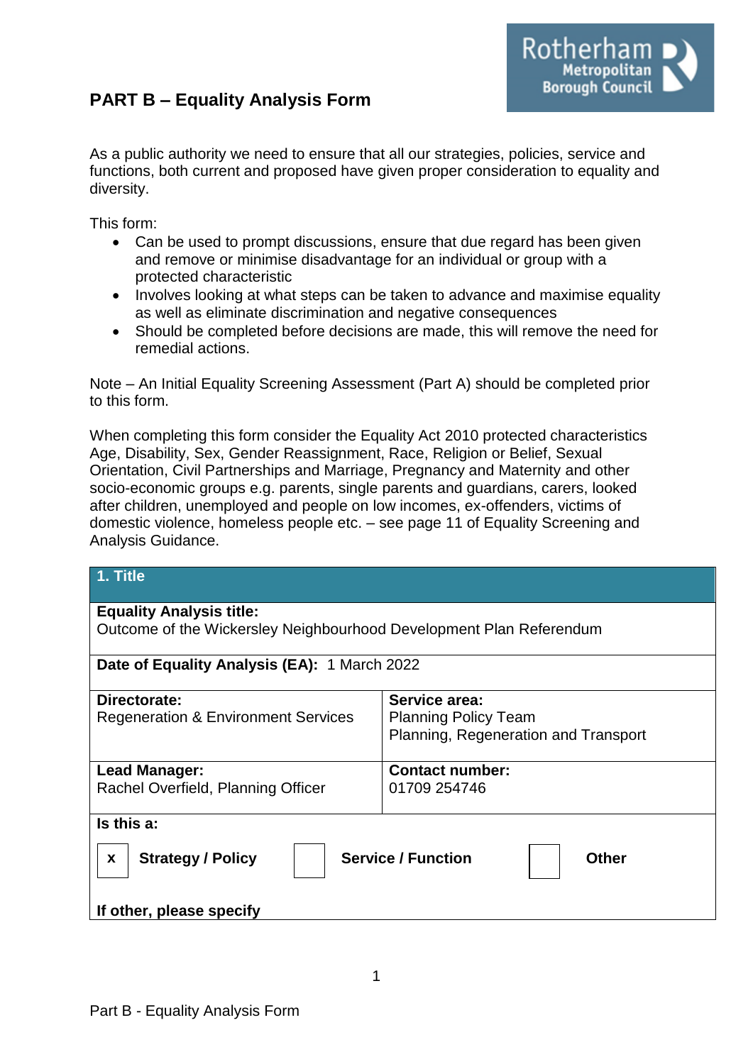# PART B – Equality Analysis Form

As a public authority we need to ensure that all our strategies, policies, service and functions, both current and proposed have given proper consideration to equality and diversity.

This form:

- Can be used to prompt discussions, ensure that due regard has been given and remove or minimise disadvantage for an individual or group with a protected characteristic
- Involves looking at what steps can be taken to advance and maximise equality as well as eliminate discrimination and negative consequences
- Should be completed before decisions are made, this will remove the need for remedial actions.

Note – An Initial Equality Screening Assessment (Part A) should be completed prior to this form.

When completing this form consider the Equality Act 2010 protected characteristics Age, Disability, Sex, Gender Reassignment, Race, Religion or Belief, Sexual Orientation, Civil Partnerships and Marriage, Pregnancy and Maternity and other socio-economic groups e.g. parents, single parents and guardians, carers, looked after children, unemployed and people on low incomes, ex-offenders, victims of domestic violence, homeless people etc. – see page 11 of Equality Screening and Analysis Guidance.

| **1. Title** | |
|---|---|
| **Equality Analysis title:**<br>Outcome of the Wickersley Neighbourhood Development Plan Referendum | |
| **Date of Equality Analysis (EA):** 1 March 2022 | |
| **Directorate:**<br>Regeneration & Environment Services | **Service area:**<br>Planning Policy Team<br>Planning, Regeneration and Transport |
| **Lead Manager:**<br>Rachel Overfield, Planning Officer | **Contact number:**<br>01709 254746 |
| **Is this a:**<br>[x] **Strategy / Policy** [ ] **Service / Function** [ ] **Other**<br><br>**If other, please specify** | |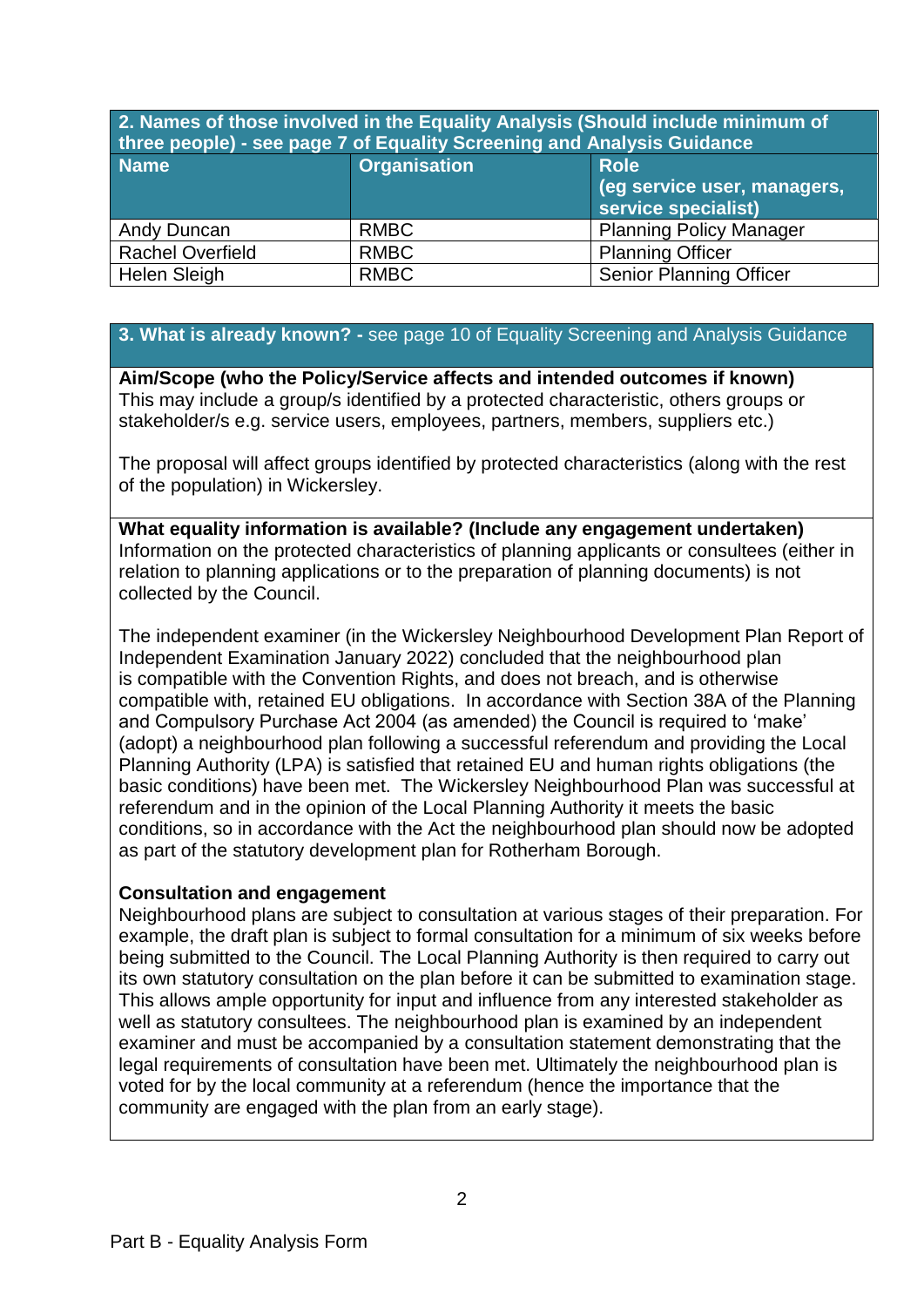| 2. Names of those involved in the Equality Analysis (Should include minimum of three people) - see page 7 of Equality Screening and Analysis Guidance | | |
|---|---|---|
| **Name** | **Organisation** | **Role (eg service user, managers, service specialist)** |
| Andy Duncan | RMBC | Planning Policy Manager |
| Rachel Overfield | RMBC | Planning Officer |
| Helen Sleigh | RMBC | Senior Planning Officer |

## 3. What is already known? - see page 10 of Equality Screening and Analysis Guidance

**Aim/Scope (who the Policy/Service affects and intended outcomes if known)** This may include a group/s identified by a protected characteristic, others groups or stakeholder/s e.g. service users, employees, partners, members, suppliers etc.)

The proposal will affect groups identified by protected characteristics (along with the rest of the population) in Wickersley.

**What equality information is available? (Include any engagement undertaken)** Information on the protected characteristics of planning applicants or consultees (either in relation to planning applications or to the preparation of planning documents) is not collected by the Council.

The independent examiner (in the Wickersley Neighbourhood Development Plan Report of Independent Examination January 2022) concluded that the neighbourhood plan is compatible with the Convention Rights, and does not breach, and is otherwise compatible with, retained EU obligations. In accordance with Section 38A of the Planning and Compulsory Purchase Act 2004 (as amended) the Council is required to 'make' (adopt) a neighbourhood plan following a successful referendum and providing the Local Planning Authority (LPA) is satisfied that retained EU and human rights obligations (the basic conditions) have been met. The Wickersley Neighbourhood Plan was successful at referendum and in the opinion of the Local Planning Authority it meets the basic conditions, so in accordance with the Act the neighbourhood plan should now be adopted as part of the statutory development plan for Rotherham Borough.

**Consultation and engagement**

Neighbourhood plans are subject to consultation at various stages of their preparation. For example, the draft plan is subject to formal consultation for a minimum of six weeks before being submitted to the Council. The Local Planning Authority is then required to carry out its own statutory consultation on the plan before it can be submitted to examination stage. This allows ample opportunity for input and influence from any interested stakeholder as well as statutory consultees. The neighbourhood plan is examined by an independent examiner and must be accompanied by a consultation statement demonstrating that the legal requirements of consultation have been met. Ultimately the neighbourhood plan is voted for by the local community at a referendum (hence the importance that the community are engaged with the plan from an early stage).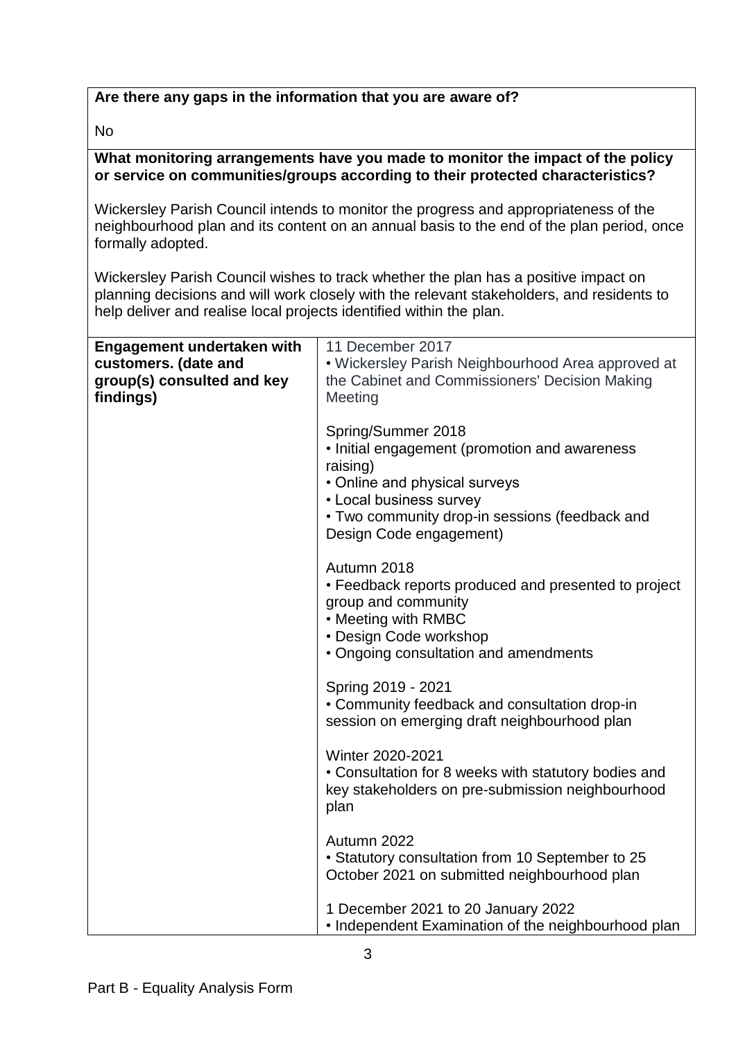**Are there any gaps in the information that you are aware of?**

No

**What monitoring arrangements have you made to monitor the impact of the policy or service on communities/groups according to their protected characteristics?**

Wickersley Parish Council intends to monitor the progress and appropriateness of the neighbourhood plan and its content on an annual basis to the end of the plan period, once formally adopted.

Wickersley Parish Council wishes to track whether the plan has a positive impact on planning decisions and will work closely with the relevant stakeholders, and residents to help deliver and realise local projects identified within the plan.

| **Engagement undertaken with customers. (date and group(s) consulted and key findings)** | 11 December 2017<br>• Wickersley Parish Neighbourhood Area approved at the Cabinet and Commissioners' Decision Making Meeting<br><br>Spring/Summer 2018<br>• Initial engagement (promotion and awareness raising)<br>• Online and physical surveys<br>• Local business survey<br>• Two community drop-in sessions (feedback and Design Code engagement)<br><br>Autumn 2018<br>• Feedback reports produced and presented to project group and community<br>• Meeting with RMBC<br>• Design Code workshop<br>• Ongoing consultation and amendments<br><br>Spring 2019 - 2021<br>• Community feedback and consultation drop-in session on emerging draft neighbourhood plan<br><br>Winter 2020-2021<br>• Consultation for 8 weeks with statutory bodies and key stakeholders on pre-submission neighbourhood plan<br><br>Autumn 2022<br>• Statutory consultation from 10 September to 25 October 2021 on submitted neighbourhood plan<br><br>1 December 2021 to 20 January 2022<br>• Independent Examination of the neighbourhood plan |
|---|---|

Part B - Equality Analysis Form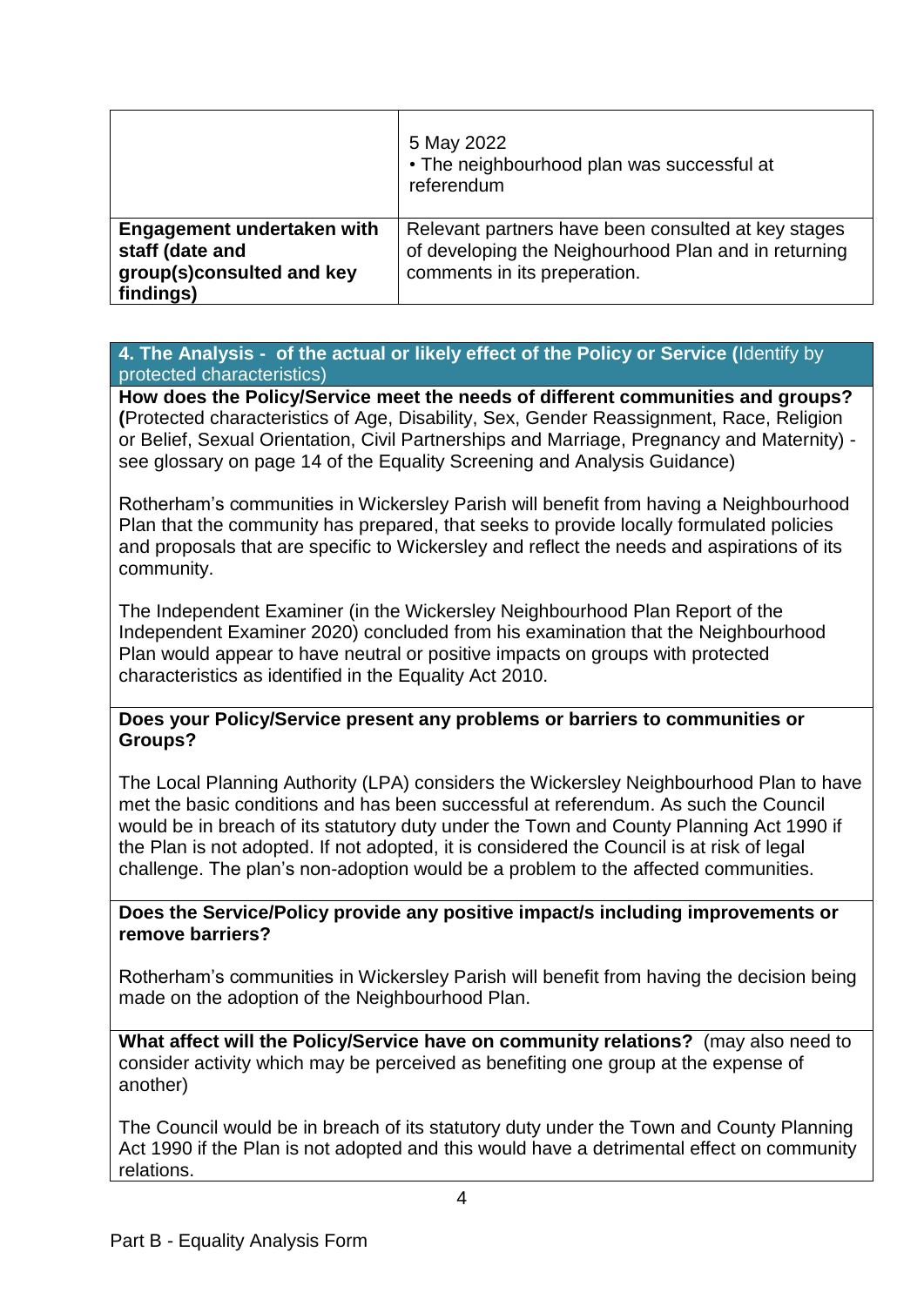| | |
|---|---|
| | 5 May 2022<br>• The neighbourhood plan was successful at referendum |
| **Engagement undertaken with staff (date and group(s)consulted and key findings)** | Relevant partners have been consulted at key stages of developing the Neighourhood Plan and in returning comments in its preperation. |

**4. The Analysis - of the actual or likely effect of the Policy or Service (**Identify by protected characteristics)

**How does the Policy/Service meet the needs of different communities and groups? (**Protected characteristics of Age, Disability, Sex, Gender Reassignment, Race, Religion or Belief, Sexual Orientation, Civil Partnerships and Marriage, Pregnancy and Maternity) - see glossary on page 14 of the Equality Screening and Analysis Guidance)

Rotherham's communities in Wickersley Parish will benefit from having a Neighbourhood Plan that the community has prepared, that seeks to provide locally formulated policies and proposals that are specific to Wickersley and reflect the needs and aspirations of its community.

The Independent Examiner (in the Wickersley Neighbourhood Plan Report of the Independent Examiner 2020) concluded from his examination that the Neighbourhood Plan would appear to have neutral or positive impacts on groups with protected characteristics as identified in the Equality Act 2010.

**Does your Policy/Service present any problems or barriers to communities or Groups?**

The Local Planning Authority (LPA) considers the Wickersley Neighbourhood Plan to have met the basic conditions and has been successful at referendum. As such the Council would be in breach of its statutory duty under the Town and County Planning Act 1990 if the Plan is not adopted. If not adopted, it is considered the Council is at risk of legal challenge. The plan's non-adoption would be a problem to the affected communities.

**Does the Service/Policy provide any positive impact/s including improvements or remove barriers?**

Rotherham's communities in Wickersley Parish will benefit from having the decision being made on the adoption of the Neighbourhood Plan.

**What affect will the Policy/Service have on community relations?** (may also need to consider activity which may be perceived as benefiting one group at the expense of another)

The Council would be in breach of its statutory duty under the Town and County Planning Act 1990 if the Plan is not adopted and this would have a detrimental effect on community relations.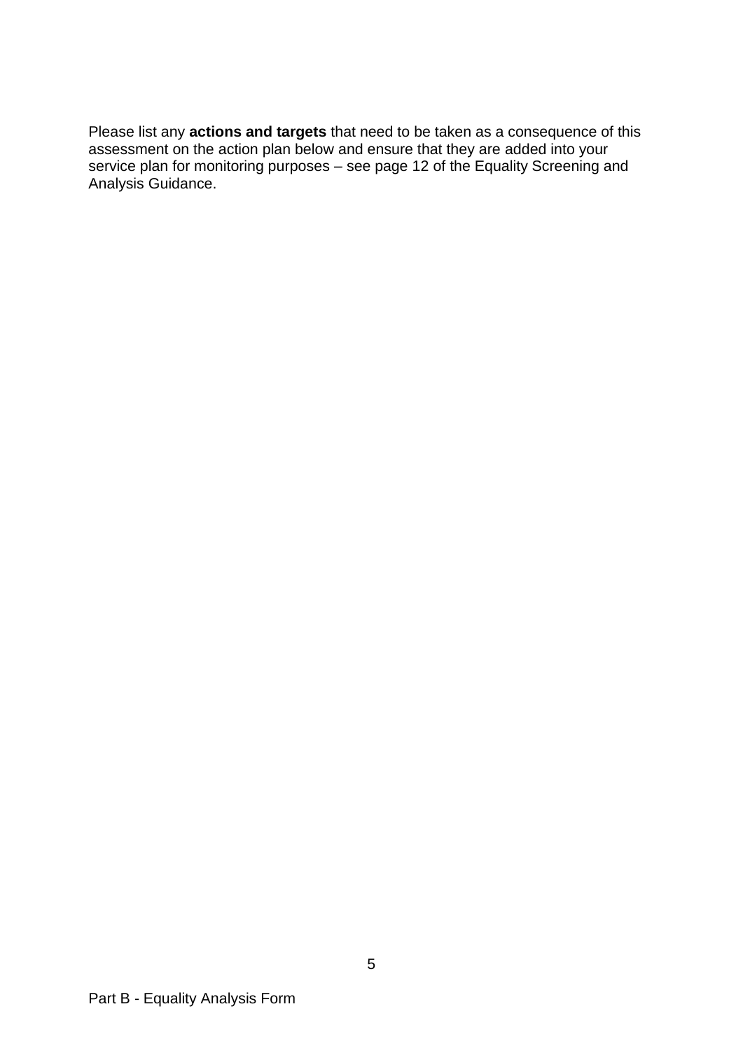Please list any **actions and targets** that need to be taken as a consequence of this assessment on the action plan below and ensure that they are added into your service plan for monitoring purposes – see page 12 of the Equality Screening and Analysis Guidance.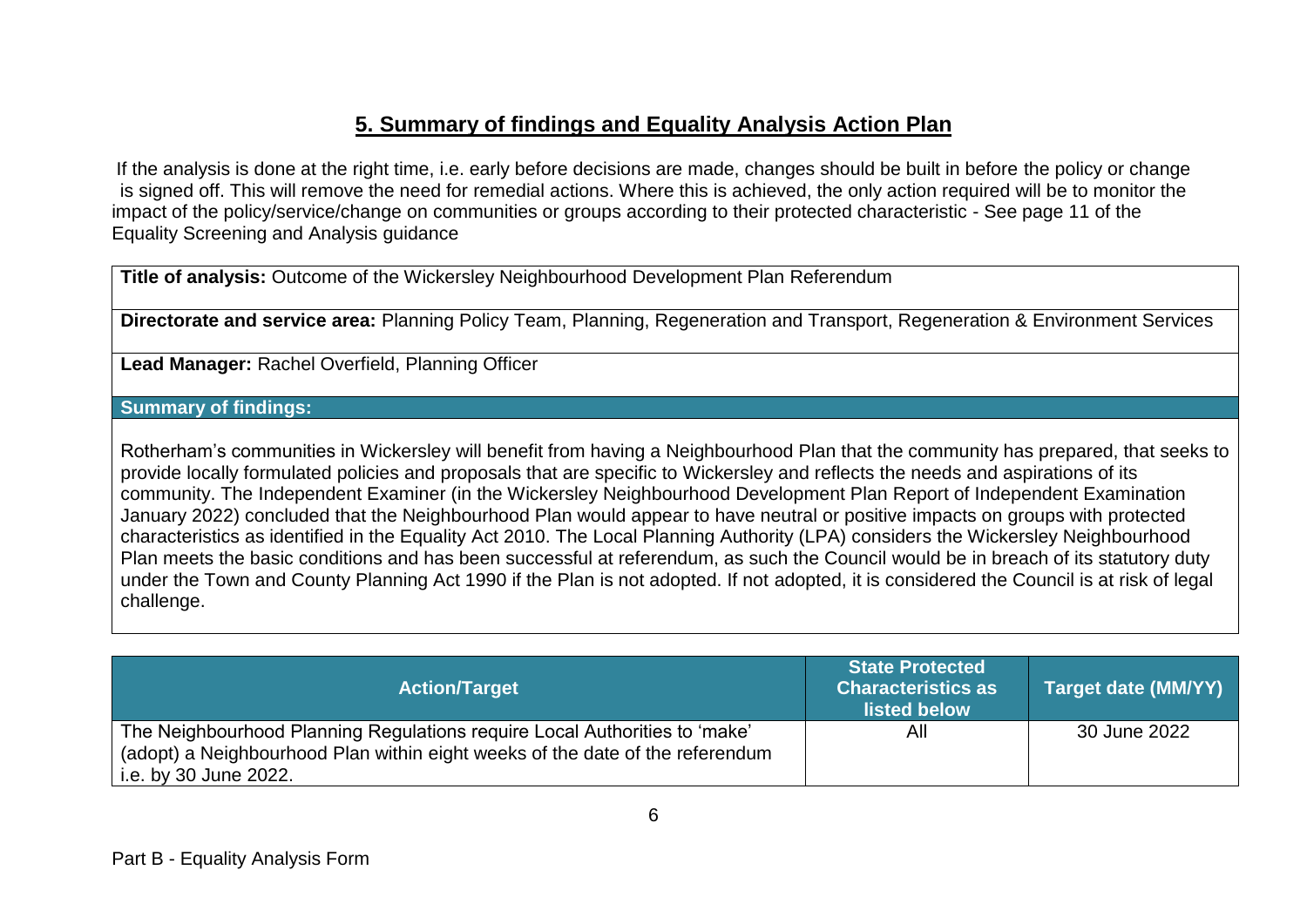## 5. Summary of findings and Equality Analysis Action Plan

If the analysis is done at the right time, i.e. early before decisions are made, changes should be built in before the policy or change is signed off. This will remove the need for remedial actions. Where this is achieved, the only action required will be to monitor the impact of the policy/service/change on communities or groups according to their protected characteristic - See page 11 of the Equality Screening and Analysis guidance

**Title of analysis:** Outcome of the Wickersley Neighbourhood Development Plan Referendum

**Directorate and service area:** Planning Policy Team, Planning, Regeneration and Transport, Regeneration & Environment Services

**Lead Manager:** Rachel Overfield, Planning Officer

**Summary of findings:**

Rotherham's communities in Wickersley will benefit from having a Neighbourhood Plan that the community has prepared, that seeks to provide locally formulated policies and proposals that are specific to Wickersley and reflects the needs and aspirations of its community. The Independent Examiner (in the Wickersley Neighbourhood Development Plan Report of Independent Examination January 2022) concluded that the Neighbourhood Plan would appear to have neutral or positive impacts on groups with protected characteristics as identified in the Equality Act 2010. The Local Planning Authority (LPA) considers the Wickersley Neighbourhood Plan meets the basic conditions and has been successful at referendum, as such the Council would be in breach of its statutory duty under the Town and County Planning Act 1990 if the Plan is not adopted. If not adopted, it is considered the Council is at risk of legal challenge.

| Action/Target | State Protected Characteristics as listed below | Target date (MM/YY) |
|---|---|---|
| The Neighbourhood Planning Regulations require Local Authorities to 'make' (adopt) a Neighbourhood Plan within eight weeks of the date of the referendum i.e. by 30 June 2022. | All | 30 June 2022 |

Part B - Equality Analysis Form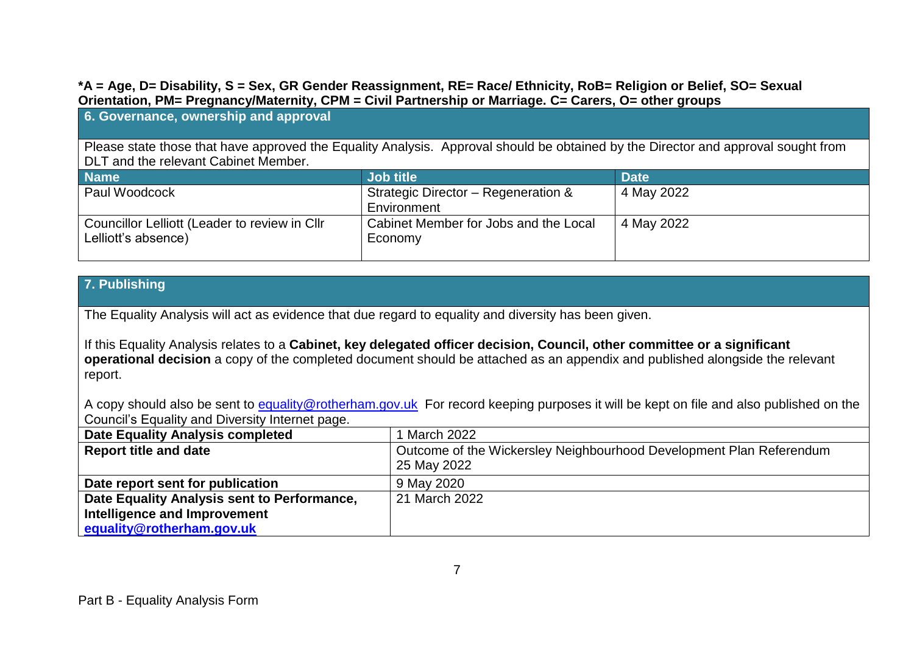**\*A = Age, D= Disability, S = Sex, GR Gender Reassignment, RE= Race/ Ethnicity, RoB= Religion or Belief, SO= Sexual Orientation, PM= Pregnancy/Maternity, CPM = Civil Partnership or Marriage. C= Carers, O= other groups**

## 6. Governance, ownership and approval

Please state those that have approved the Equality Analysis. Approval should be obtained by the Director and approval sought from DLT and the relevant Cabinet Member.

| Name | Job title | Date |
|---|---|---|
| Paul Woodcock | Strategic Director – Regeneration & Environment | 4 May 2022 |
| Councillor Lelliott (Leader to review in Cllr Lelliott's absence) | Cabinet Member for Jobs and the Local Economy | 4 May 2022 |

## 7. Publishing

The Equality Analysis will act as evidence that due regard to equality and diversity has been given.

If this Equality Analysis relates to a **Cabinet, key delegated officer decision, Council, other committee or a significant operational decision** a copy of the completed document should be attached as an appendix and published alongside the relevant report.

A copy should also be sent to equality@rotherham.gov.uk For record keeping purposes it will be kept on file and also published on the Council's Equality and Diversity Internet page.

| | |
|---|---|
| **Date Equality Analysis completed** | 1 March 2022 |
| **Report title and date** | Outcome of the Wickersley Neighbourhood Development Plan Referendum 25 May 2022 |
| **Date report sent for publication** | 9 May 2020 |
| **Date Equality Analysis sent to Performance, Intelligence and Improvement equality@rotherham.gov.uk** | 21 March 2022 |

Part B - Equality Analysis Form